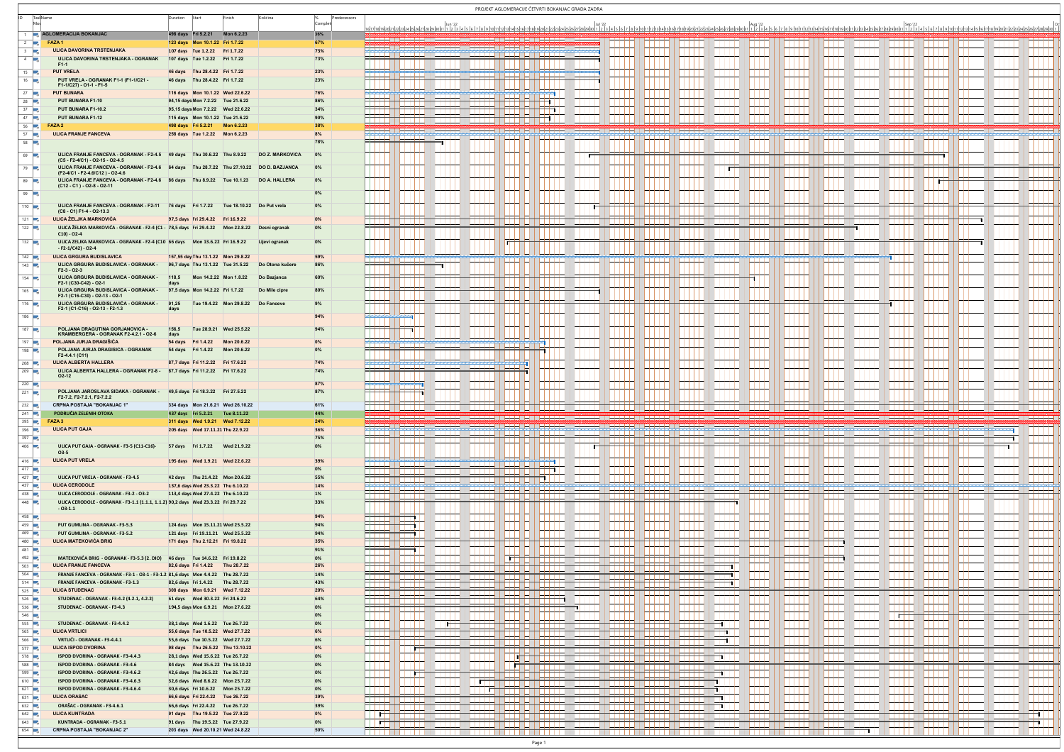# PROJEKT AGLOMERACIJE ČETVRTI BOKANJAC GRADA ZADRA

| ID | Task Name | Duration | Start | Finish | Količina | % Complete | Predecessors |
|---|---|---|---|---|---|---|---|
| 1 | AGLOMERACIJA BOKANJAC | 498 days | Fri 5.2.21 | Mon 6.2.23 | | 36% | |
| 2 | FAZA 1 | 123 days | Mon 10.1.22 | Fri 1.7.22 | | 67% | |
| 3 | ULICA DAVORINA TRSTENJAKA | 107 days | Tue 1.2.22 | Fri 1.7.22 | | 73% | |
| 4 | ULICA DAVORINA TRSTENJAKA - OGRANAK F1-1 | 107 days | Tue 1.2.22 | Fri 1.7.22 | | 73% | |
| 15 | PUT VRELA | 46 days | Thu 28.4.22 | Fri 1.7.22 | | 23% | |
| 16 | PUT VRELA - OGRANAK F1-1 (F1-1/C21 - F1-1/C27) - O1-1 - F1-5 | 46 days | Thu 28.4.22 | Fri 1.7.22 | | 23% | |
| 27 | PUT BUNARA | 116 days | Mon 10.1.22 | Wed 22.6.22 | | 76% | |
| 28 | PUT BUNARA F1-10 | 94,15 days | Mon 7.2.22 | Tue 21.6.22 | | 86% | |
| 37 | PUT BUNARA F1-10.2 | 95,15 days | Mon 7.2.22 | Wed 22.6.22 | | 34% | |
| 47 | PUT BUNARA F1-12 | 115 days | Mon 10.1.22 | Tue 21.6.22 | | 90% | |
| 56 | FAZA 2 | 498 days | Fri 5.2.21 | Mon 6.2.23 | | 38% | |
| 57 | ULICA FRANJE FANCEVA | 258 days | Tue 1.2.22 | Mon 6.2.23 | | 8% | |
| 58 | | | | | | 78% | |
| 69 | ULICA FRANJE FANCEVA - OGRANAK - F2-4.5 (C5 - F2-4/C1) - O2-15 - O2-4.5 | 49 days | Thu 30.6.22 | Thu 8.9.22 | DO Z. MARKOVICA | 0% | |
| 79 | ULICA FRANJE FANCEVA - OGRANAK - F2-4.6 (F2-4/C1 - F2-4.6/C12 ) - O2-4.6 | 64 days | Thu 28.7.22 | Thu 27.10.22 | DO D. BAZJANCA | 0% | |
| 89 | ULICA FRANJE FANCEVA - OGRANAK - F2-4.6 (C12 - C1) - O2-8 - O2-11 | 86 days | Thu 8.9.22 | Tue 10.1.23 | DO A. HALLERA | 0% | |
| 99 | | | | | | 0% | |
| 110 | ULICA FRANJE FANCEVA - OGRANAK - F2-11 (C8 - C1) F1-4 - O2-13.3 | 76 days | Fri 1.7.22 | Tue 18.10.22 | Do Put vrela | 0% | |
| 121 | ULICA ŽELJKA MARKOVIĆA | 97,5 days | Fri 29.4.22 | Fri 16.9.22 | | 0% | |
| 122 | ULICA ŽELJKA MARKOVIĆA - OGRANAK - F2-4 (C1 - C10) - O2-4 | 78,5 days | Fri 29.4.22 | Mon 22.8.22 | Desni ogranak | 0% | |
| 132 | ULICA ZELJKA MARKOVICA - OGRANAK - F2-4 (C10 - F2-1/C42) - O2-4 | 66 days | Mon 13.6.22 | Fri 16.9.22 | Lijevi ogranak | 0% | |
| 142 | ULICA GRGURA BUDISLAVICA | 157,55 days | Thu 13.1.22 | Mon 29.8.22 | | 59% | |
| 143 | ULICA GRGURA BUDISLAVICA - OGRANAK - F2-3 - O2-3 | 96,7 days | Thu 13.1.22 | Tue 31.5.22 | Do Otona kučere | 86% | |
| 154 | ULICA GRGURA BUDISLAVICA - OGRANAK - F2-1 (C30-C42) - O2-1 | 118,5 days | Mon 14.2.22 | Mon 1.8.22 | Do Bazjanca | 60% | |
| 165 | ULICA GRGURA BUDISLAVICA - OGRANAK - F2-1 (C16-C30) - O2-13 - O2-1 | 97,5 days | Mon 14.2.22 | Fri 1.7.22 | Do Mile cipre | 80% | |
| 176 | ULICA GRGURA BUDISLAVIĆA - OGRANAK - F2-1 (C1-C16) - O2-13 - F2-1.3 | 91,25 days | Tue 19.4.22 | Mon 29.8.22 | Do Fanceve | 9% | |
| 186 | | | | | | 94% | |
| 187 | POLJANA DRAGUTINA GORJANOVICA - KRAMBERGERA - OGRANAK F2-4.2.1 - O2-6 | 156,5 days | Tue 28.9.21 | Wed 25.5.22 | | 94% | |
| 197 | POLJANA JURJA DRAGIŠIĆA | 54 days | Fri 1.4.22 | Mon 20.6.22 | | 0% | |
| 198 | POLJANA JURJA DRAGISICA - OGRANAK F2-4.4.1 (C11) | 54 days | Fri 1.4.22 | Mon 20.6.22 | | 0% | |
| 208 | ULICA ALBERTA HALLERA | 87,7 days | Fri 11.2.22 | Fri 17.6.22 | | 74% | |
| 209 | ULICA ALBERTA HALLERA - OGRANAK F2-8 - O2-12 | 87,7 days | Fri 11.2.22 | Fri 17.6.22 | | 74% | |
| 220 | | | | | | 87% | |
| 221 | POLJANA JAROSLAVA SIDAKA - OGRANAK - F2-7.2, F2-7.2.1, F2-7.2.2 | 49,5 days | Fri 18.3.22 | Fri 27.5.22 | | 87% | |
| 232 | CRPNA POSTAJA "BOKANJAC 1" | 334 days | Mon 21.6.21 | Wed 26.10.22 | | 61% | |
| 241 | PODRUČJA ZELENIH OTOKA | 437 days | Fri 5.2.21 | Tue 8.11.22 | | 44% | |
| 395 | FAZA 3 | 311 days | Wed 1.9.21 | Wed 7.12.22 | | 24% | |
| 396 | ULICA PUT GAJA | 205 days | Wed 17.11.21 | Thu 22.9.22 | | 36% | |
| 397 | | | | | | 75% | |
| 406 | ULICA PUT GAJA - OGRANAK - F3-5 (C11-C16)- O3-5 | 57 days | Fri 1.7.22 | Wed 21.9.22 | | 0% | |
| 416 | ULICA PUT VRELA | 195 days | Wed 1.9.21 | Wed 22.6.22 | | 39% | |
| 417 | | | | | | 0% | |
| 427 | ULICA PUT VRELA - OGRANAK - F3-4.5 | 42 days | Thu 21.4.22 | Mon 20.6.22 | | 55% | |
| 437 | ULICA CERODOLE | 137,6 days | Wed 23.3.22 | Thu 6.10.22 | | 14% | |
| 438 | ULICA CERODOLE - OGRANAK - F3-2 - O3-2 | 113,4 days | Wed 27.4.22 | Thu 6.10.22 | | 1% | |
| 448 | ULICA CERODOLE - OGRANAK - F3-1.1 (1.1.1, 1.1.2) - O3-1.1 | 90,2 days | Wed 23.3.22 | Fri 29.7.22 | | 33% | |
| 458 | | | | | | 94% | |
| 459 | PUT GUMLINA - OGRANAK - F3-5.3 | 124 days | Mon 15.11.21 | Wed 25.5.22 | | 94% | |
| 469 | PUT GUMLINA - OGRANAK - F3-5.2 | 121 days | Fri 19.11.21 | Wed 25.5.22 | | 94% | |
| 480 | ULICA MATEKOVIĆA BRIG | 171 days | Thu 2.12.21 | Fri 19.8.22 | | 35% | |
| 481 | | | | | | 91% | |
| 492 | MATEKOVIĆA BRIG - OGRANAK - F3-5.3 (2. DIO) | 46 days | Tue 14.6.22 | Fri 19.8.22 | | 0% | |
| 503 | ULICA FRANJE FANCEVA | 82,6 days | Fri 1.4.22 | Thu 28.7.22 | | 26% | |
| 504 | FRANJE FANCEVA - OGRANAK - F3-1 - O3-1 - F3-1.2 | 81,6 days | Mon 4.4.22 | Thu 28.7.22 | | 14% | |
| 514 | FRANJE FANCEVA - OGRANAK - F3-1.3 | 82,6 days | Fri 1.4.22 | Thu 28.7.22 | | 43% | |
| 525 | ULICA STUDENAC | 308 days | Mon 6.9.21 | Wed 7.12.22 | | 20% | |
| 526 | STUDENAC - OGRANAK - F3-4.2 (4.2.1, 4.2.2) | 61 days | Wed 30.3.22 | Fri 24.6.22 | | 64% | |
| 536 | STUDENAC - OGRANAK - F3-4.3 | 194,5 days | Mon 6.9.21 | Mon 27.6.22 | | 0% | |
| 546 | | | | | | 0% | |
| 555 | STUDENAC - OGRANAK - F3-4.4.2 | 38,1 days | Wed 1.6.22 | Tue 26.7.22 | | 0% | |
| 565 | ULICA VRTLICI | 55,6 days | Tue 10.5.22 | Wed 27.7.22 | | 6% | |
| 566 | VRTLIĆI - OGRANAK - F3-4.4.1 | 55,6 days | Tue 10.5.22 | Wed 27.7.22 | | 6% | |
| 577 | ULICA ISPOD DVORINA | 98 days | Thu 26.5.22 | Thu 13.10.22 | | 0% | |
| 578 | ISPOD DVORINA - OGRANAK - F3-4.4.3 | 28,1 days | Wed 15.6.22 | Tue 26.7.22 | | 0% | |
| 588 | ISPOD DVORINA - OGRANAK - F3-4.6 | 84 days | Wed 15.6.22 | Thu 13.10.22 | | 0% | |
| 599 | ISPOD DVORINA - OGRANAK - F3-4.6.2 | 42,6 days | Thu 26.5.22 | Tue 26.7.22 | | 0% | |
| 610 | ISPOD DVORINA - OGRANAK - F3-4.6.3 | 32,6 days | Wed 8.6.22 | Mon 25.7.22 | | 0% | |
| 621 | ISPOD DVORINA - OGRANAK - F3-4.6.4 | 30,6 days | Fri 10.6.22 | Mon 25.7.22 | | 0% | |
| 631 | ULICA ORASAC | 66,6 days | Fri 22.4.22 | Tue 26.7.22 | | 39% | |
| 632 | ORAŠAC - OGRANAK - F3-4.6.1 | 66,6 days | Fri 22.4.22 | Tue 26.7.22 | | 39% | |
| 642 | ULICA KUNTRADA | 91 days | Thu 19.5.22 | Tue 27.9.22 | | 0% | |
| 643 | KUNTRADA - OGRANAK - F3-5.1 | 91 days | Thu 19.5.22 | Tue 27.9.22 | | 0% | |
| 654 | CRPNA POSTAJA "BOKANJAC 2" | 203 days | Wed 20.10.21 | Wed 24.8.22 | | 50% | |